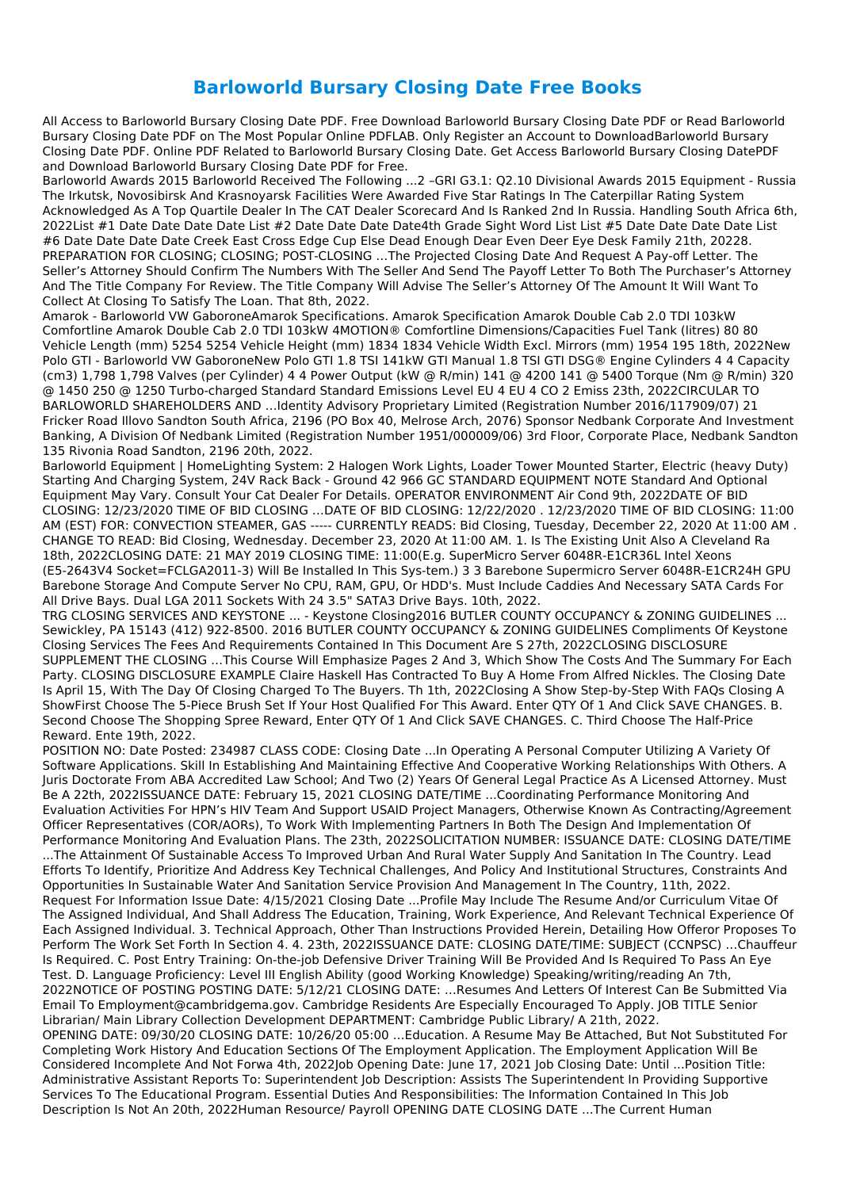# Barloworld Bursary Closing Date Free Books

All Access to Barloworld Bursary Closing Date PDF. Free Download Barloworld Bursary Closing Date PDF or Read Barloworld Bursary Closing Date PDF on The Most Popular Online PDFLAB. Only Register an Account to DownloadBarloworld Bursary Closing Date PDF. Online PDF Related to Barloworld Bursary Closing Date. Get Access Barloworld Bursary Closing DatePDF and Download Barloworld Bursary Closing Date PDF for Free.

Barloworld Awards 2015 Barloworld Received The Following ...2 –GRI G3.1: Q2.10 Divisional Awards 2015 Equipment - Russia The Irkutsk, Novosibirsk And Krasnoyarsk Facilities Were Awarded Five Star Ratings In The Caterpillar Rating System Acknowledged As A Top Quartile Dealer In The CAT Dealer Scorecard And Is Ranked 2nd In Russia. Handling South Africa 6th, 2022List #1 Date Date Date Date List #2 Date Date Date Date4th Grade Sight Word List List #5 Date Date Date Date List #6 Date Date Date Date Creek East Cross Edge Cup Else Dead Enough Dear Even Deer Eye Desk Family 21th, 20228. PREPARATION FOR CLOSING; CLOSING; POST-CLOSING …The Projected Closing Date And Request A Pay-off Letter. The Seller's Attorney Should Confirm The Numbers With The Seller And Send The Payoff Letter To Both The Purchaser's Attorney And The Title Company For Review. The Title Company Will Advise The Seller's Attorney Of The Amount It Will Want To Collect At Closing To Satisfy The Loan. That 8th, 2022.

Amarok - Barloworld VW GaboroneAmarok Specifications. Amarok Specification Amarok Double Cab 2.0 TDI 103kW Comfortline Amarok Double Cab 2.0 TDI 103kW 4MOTION® Comfortline Dimensions/Capacities Fuel Tank (litres) 80 80 Vehicle Length (mm) 5254 5254 Vehicle Height (mm) 1834 1834 Vehicle Width Excl. Mirrors (mm) 1954 195 18th, 2022New Polo GTI - Barloworld VW GaboroneNew Polo GTI 1.8 TSI 141kW GTI Manual 1.8 TSI GTI DSG® Engine Cylinders 4 4 Capacity (cm3) 1,798 1,798 Valves (per Cylinder) 4 4 Power Output (kW @ R/min) 141 @ 4200 141 @ 5400 Torque (Nm @ R/min) 320 @ 1450 250 @ 1250 Turbo-charged Standard Standard Emissions Level EU 4 EU 4 CO 2 Emiss 23th, 2022CIRCULAR TO BARLOWORLD SHAREHOLDERS AND …Identity Advisory Proprietary Limited (Registration Number 2016/117909/07) 21 Fricker Road Illovo Sandton South Africa, 2196 (PO Box 40, Melrose Arch, 2076) Sponsor Nedbank Corporate And Investment Banking, A Division Of Nedbank Limited (Registration Number 1951/000009/06) 3rd Floor, Corporate Place, Nedbank Sandton 135 Rivonia Road Sandton, 2196 20th, 2022.

Barloworld Equipment | HomeLighting System: 2 Halogen Work Lights, Loader Tower Mounted Starter, Electric (heavy Duty) Starting And Charging System, 24V Rack Back - Ground 42 966 GC STANDARD EQUIPMENT NOTE Standard And Optional Equipment May Vary. Consult Your Cat Dealer For Details. OPERATOR ENVIRONMENT Air Cond 9th, 2022DATE OF BID CLOSING: 12/23/2020 TIME OF BID CLOSING …DATE OF BID CLOSING: 12/22/2020 . 12/23/2020 TIME OF BID CLOSING: 11:00 AM (EST) FOR: CONVECTION STEAMER, GAS ----- CURRENTLY READS: Bid Closing, Tuesday, December 22, 2020 At 11:00 AM . CHANGE TO READ: Bid Closing, Wednesday. December 23, 2020 At 11:00 AM. 1. Is The Existing Unit Also A Cleveland Ra 18th, 2022CLOSING DATE: 21 MAY 2019 CLOSING TIME: 11:00(E.g. SuperMicro Server 6048R-E1CR36L Intel Xeons (E5-2643V4 Socket=FCLGA2011-3) Will Be Installed In This Sys-tem.) 3 3 Barebone Supermicro Server 6048R-E1CR24H GPU Barebone Storage And Compute Server No CPU, RAM, GPU, Or HDD's. Must Include Caddies And Necessary SATA Cards For All Drive Bays. Dual LGA 2011 Sockets With 24 3.5" SATA3 Drive Bays. 10th, 2022.

TRG CLOSING SERVICES AND KEYSTONE ... - Keystone Closing2016 BUTLER COUNTY OCCUPANCY & ZONING GUIDELINES ... Sewickley, PA 15143 (412) 922-8500. 2016 BUTLER COUNTY OCCUPANCY & ZONING GUIDELINES Compliments Of Keystone Closing Services The Fees And Requirements Contained In This Document Are S 27th, 2022CLOSING DISCLOSURE SUPPLEMENT THE CLOSING …This Course Will Emphasize Pages 2 And 3, Which Show The Costs And The Summary For Each Party. CLOSING DISCLOSURE EXAMPLE Claire Haskell Has Contracted To Buy A Home From Alfred Nickles. The Closing Date Is April 15, With The Day Of Closing Charged To The Buyers. Th 1th, 2022Closing A Show Step-by-Step With FAQs Closing A ShowFirst Choose The 5-Piece Brush Set If Your Host Qualified For This Award. Enter QTY Of 1 And Click SAVE CHANGES. B. Second Choose The Shopping Spree Reward, Enter QTY Of 1 And Click SAVE CHANGES. C. Third Choose The Half-Price Reward. Ente 19th, 2022.

POSITION NO: Date Posted: 234987 CLASS CODE: Closing Date ...In Operating A Personal Computer Utilizing A Variety Of Software Applications. Skill In Establishing And Maintaining Effective And Cooperative Working Relationships With Others. A Juris Doctorate From ABA Accredited Law School; And Two (2) Years Of General Legal Practice As A Licensed Attorney. Must Be A 22th, 2022ISSUANCE DATE: February 15, 2021 CLOSING DATE/TIME ...Coordinating Performance Monitoring And Evaluation Activities For HPN's HIV Team And Support USAID Project Managers, Otherwise Known As Contracting/Agreement Officer Representatives (COR/AORs), To Work With Implementing Partners In Both The Design And Implementation Of Performance Monitoring And Evaluation Plans. The 23th, 2022SOLICITATION NUMBER: ISSUANCE DATE: CLOSING DATE/TIME ...The Attainment Of Sustainable Access To Improved Urban And Rural Water Supply And Sanitation In The Country. Lead Efforts To Identify, Prioritize And Address Key Technical Challenges, And Policy And Institutional Structures, Constraints And Opportunities In Sustainable Water And Sanitation Service Provision And Management In The Country, 11th, 2022.

Request For Information Issue Date: 4/15/2021 Closing Date ...Profile May Include The Resume And/or Curriculum Vitae Of The Assigned Individual, And Shall Address The Education, Training, Work Experience, And Relevant Technical Experience Of Each Assigned Individual. 3. Technical Approach, Other Than Instructions Provided Herein, Detailing How Offeror Proposes To Perform The Work Set Forth In Section 4. 4. 23th, 2022ISSUANCE DATE: CLOSING DATE/TIME: SUBJECT (CCNPSC) …Chauffeur Is Required. C. Post Entry Training: On-the-job Defensive Driver Training Will Be Provided And Is Required To Pass An Eye Test. D. Language Proficiency: Level III English Ability (good Working Knowledge) Speaking/writing/reading An 7th, 2022NOTICE OF POSTING POSTING DATE: 5/12/21 CLOSING DATE: …Resumes And Letters Of Interest Can Be Submitted Via Email To Employment@cambridgema.gov. Cambridge Residents Are Especially Encouraged To Apply. JOB TITLE Senior Librarian/ Main Library Collection Development DEPARTMENT: Cambridge Public Library/ A 21th, 2022.

OPENING DATE: 09/30/20 CLOSING DATE: 10/26/20 05:00 …Education. A Resume May Be Attached, But Not Substituted For Completing Work History And Education Sections Of The Employment Application. The Employment Application Will Be Considered Incomplete And Not Forwa 4th, 2022Job Opening Date: June 17, 2021 Job Closing Date: Until ...Position Title: Administrative Assistant Reports To: Superintendent Job Description: Assists The Superintendent In Providing Supportive Services To The Educational Program. Essential Duties And Responsibilities: The Information Contained In This Job Description Is Not An 20th, 2022Human Resource/ Payroll OPENING DATE CLOSING DATE ...The Current Human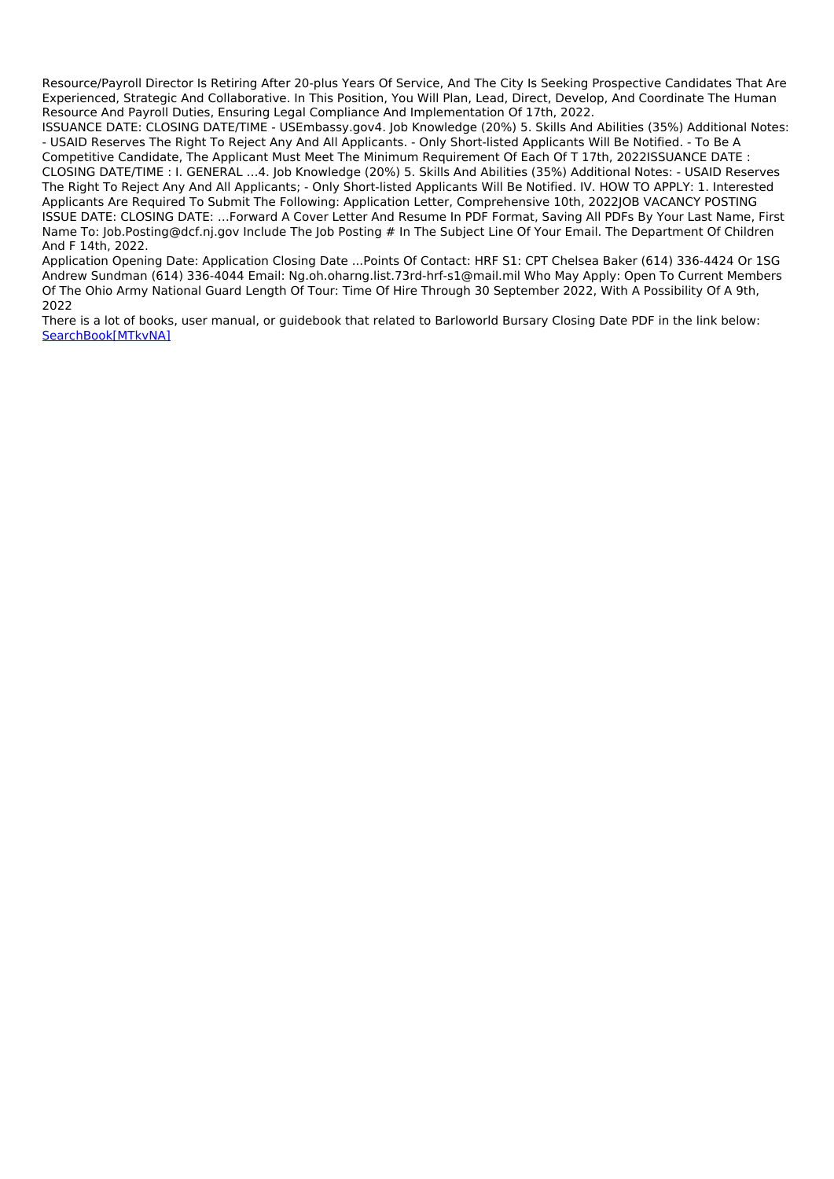Resource/Payroll Director Is Retiring After 20-plus Years Of Service, And The City Is Seeking Prospective Candidates That Are Experienced, Strategic And Collaborative. In This Position, You Will Plan, Lead, Direct, Develop, And Coordinate The Human Resource And Payroll Duties, Ensuring Legal Compliance And Implementation Of 17th, 2022.

ISSUANCE DATE: CLOSING DATE/TIME - USEmbassy.gov4. Job Knowledge (20%) 5. Skills And Abilities (35%) Additional Notes: - USAID Reserves The Right To Reject Any And All Applicants. - Only Short-listed Applicants Will Be Notified. - To Be A Competitive Candidate, The Applicant Must Meet The Minimum Requirement Of Each Of T 17th, 2022ISSUANCE DATE : CLOSING DATE/TIME : I. GENERAL ...4. Job Knowledge (20%) 5. Skills And Abilities (35%) Additional Notes: - USAID Reserves The Right To Reject Any And All Applicants; - Only Short-listed Applicants Will Be Notified. IV. HOW TO APPLY: 1. Interested Applicants Are Required To Submit The Following: Application Letter, Comprehensive 10th, 2022JOB VACANCY POSTING ISSUE DATE: CLOSING DATE: …Forward A Cover Letter And Resume In PDF Format, Saving All PDFs By Your Last Name, First Name To: Job.Posting@dcf.nj.gov Include The Job Posting # In The Subject Line Of Your Email. The Department Of Children And F 14th, 2022.

Application Opening Date: Application Closing Date ...Points Of Contact: HRF S1: CPT Chelsea Baker (614) 336-4424 Or 1SG Andrew Sundman (614) 336-4044 Email: Ng.oh.oharng.list.73rd-hrf-s1@mail.mil Who May Apply: Open To Current Members Of The Ohio Army National Guard Length Of Tour: Time Of Hire Through 30 September 2022, With A Possibility Of A 9th, 2022

There is a lot of books, user manual, or guidebook that related to Barloworld Bursary Closing Date PDF in the link below:
SearchBook[MTkvNA]